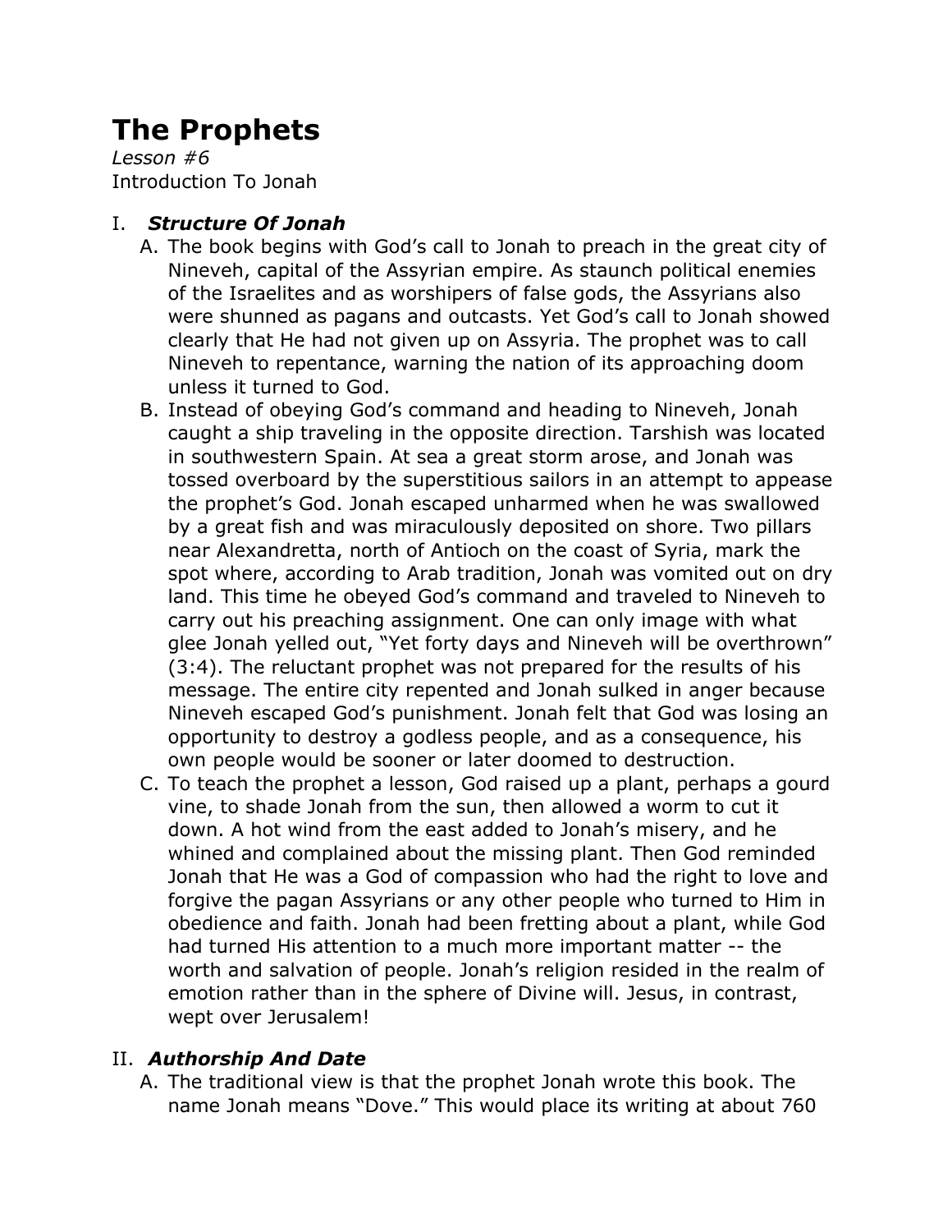# The Prophets

*Lesson #6*

Introduction To Jonah

## I. *Structure Of Jonah*

A. The book begins with God's call to Jonah to preach in the great city of Nineveh, capital of the Assyrian empire. As staunch political enemies of the Israelites and as worshipers of false gods, the Assyrians also were shunned as pagans and outcasts. Yet God's call to Jonah showed clearly that He had not given up on Assyria. The prophet was to call Nineveh to repentance, warning the nation of its approaching doom unless it turned to God.

B. Instead of obeying God's command and heading to Nineveh, Jonah caught a ship traveling in the opposite direction. Tarshish was located in southwestern Spain. At sea a great storm arose, and Jonah was tossed overboard by the superstitious sailors in an attempt to appease the prophet's God. Jonah escaped unharmed when he was swallowed by a great fish and was miraculously deposited on shore. Two pillars near Alexandretta, north of Antioch on the coast of Syria, mark the spot where, according to Arab tradition, Jonah was vomited out on dry land. This time he obeyed God's command and traveled to Nineveh to carry out his preaching assignment. One can only image with what glee Jonah yelled out, "Yet forty days and Nineveh will be overthrown" (3:4). The reluctant prophet was not prepared for the results of his message. The entire city repented and Jonah sulked in anger because Nineveh escaped God's punishment. Jonah felt that God was losing an opportunity to destroy a godless people, and as a consequence, his own people would be sooner or later doomed to destruction.

C. To teach the prophet a lesson, God raised up a plant, perhaps a gourd vine, to shade Jonah from the sun, then allowed a worm to cut it down. A hot wind from the east added to Jonah's misery, and he whined and complained about the missing plant. Then God reminded Jonah that He was a God of compassion who had the right to love and forgive the pagan Assyrians or any other people who turned to Him in obedience and faith. Jonah had been fretting about a plant, while God had turned His attention to a much more important matter -- the worth and salvation of people. Jonah's religion resided in the realm of emotion rather than in the sphere of Divine will. Jesus, in contrast, wept over Jerusalem!

## II. *Authorship And Date*

A. The traditional view is that the prophet Jonah wrote this book. The name Jonah means "Dove." This would place its writing at about 760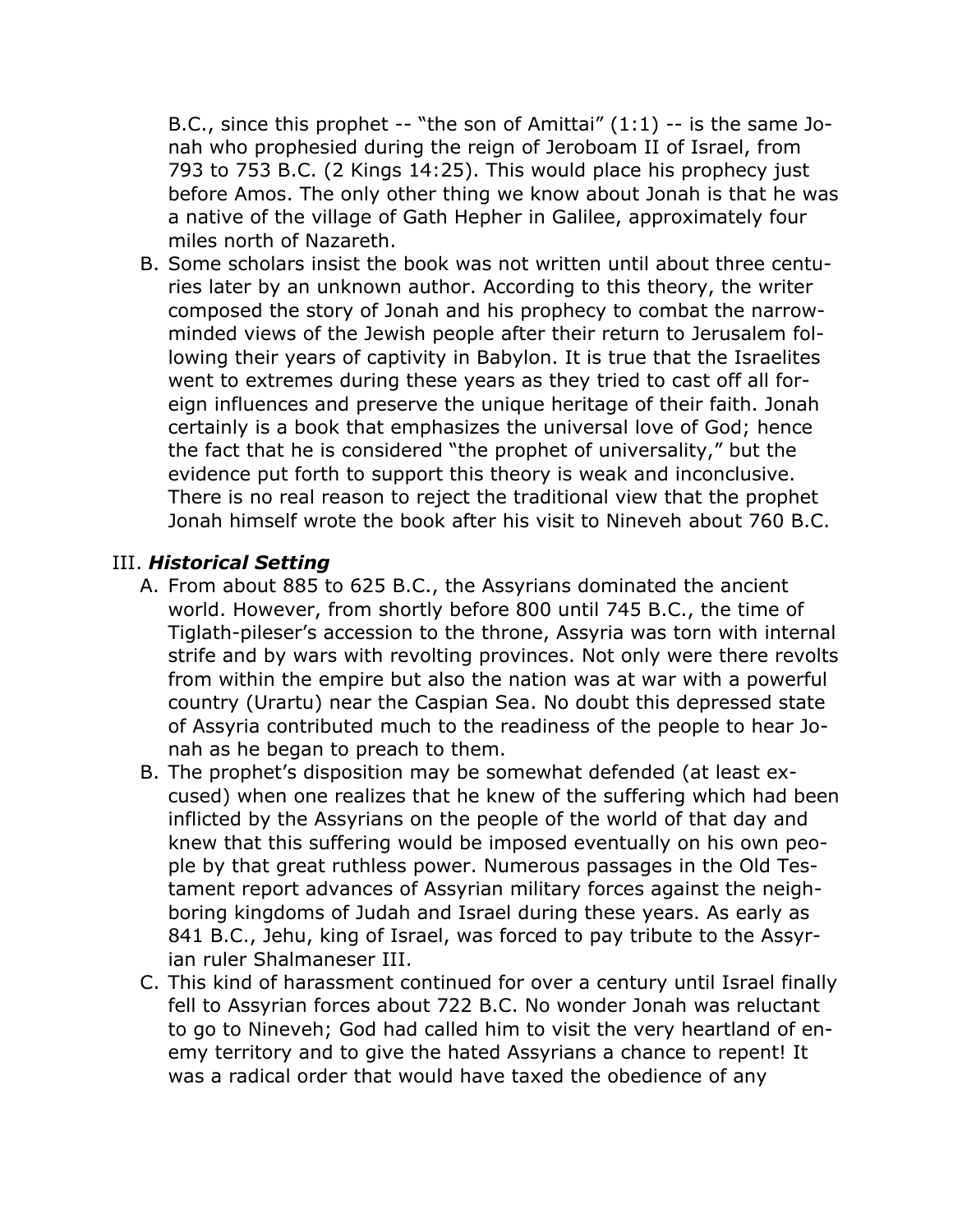B.C., since this prophet -- "the son of Amittai" (1:1) -- is the same Jonah who prophesied during the reign of Jeroboam II of Israel, from 793 to 753 B.C. (2 Kings 14:25). This would place his prophecy just before Amos. The only other thing we know about Jonah is that he was a native of the village of Gath Hepher in Galilee, approximately four miles north of Nazareth.

B. Some scholars insist the book was not written until about three centuries later by an unknown author. According to this theory, the writer composed the story of Jonah and his prophecy to combat the narrow-minded views of the Jewish people after their return to Jerusalem following their years of captivity in Babylon. It is true that the Israelites went to extremes during these years as they tried to cast off all foreign influences and preserve the unique heritage of their faith. Jonah certainly is a book that emphasizes the universal love of God; hence the fact that he is considered "the prophet of universality," but the evidence put forth to support this theory is weak and inconclusive. There is no real reason to reject the traditional view that the prophet Jonah himself wrote the book after his visit to Nineveh about 760 B.C.

III. ***Historical Setting***

A. From about 885 to 625 B.C., the Assyrians dominated the ancient world. However, from shortly before 800 until 745 B.C., the time of Tiglath-pileser's accession to the throne, Assyria was torn with internal strife and by wars with revolting provinces. Not only were there revolts from within the empire but also the nation was at war with a powerful country (Urartu) near the Caspian Sea. No doubt this depressed state of Assyria contributed much to the readiness of the people to hear Jonah as he began to preach to them.

B. The prophet's disposition may be somewhat defended (at least excused) when one realizes that he knew of the suffering which had been inflicted by the Assyrians on the people of the world of that day and knew that this suffering would be imposed eventually on his own people by that great ruthless power. Numerous passages in the Old Testament report advances of Assyrian military forces against the neighboring kingdoms of Judah and Israel during these years. As early as 841 B.C., Jehu, king of Israel, was forced to pay tribute to the Assyrian ruler Shalmaneser III.

C. This kind of harassment continued for over a century until Israel finally fell to Assyrian forces about 722 B.C. No wonder Jonah was reluctant to go to Nineveh; God had called him to visit the very heartland of enemy territory and to give the hated Assyrians a chance to repent! It was a radical order that would have taxed the obedience of any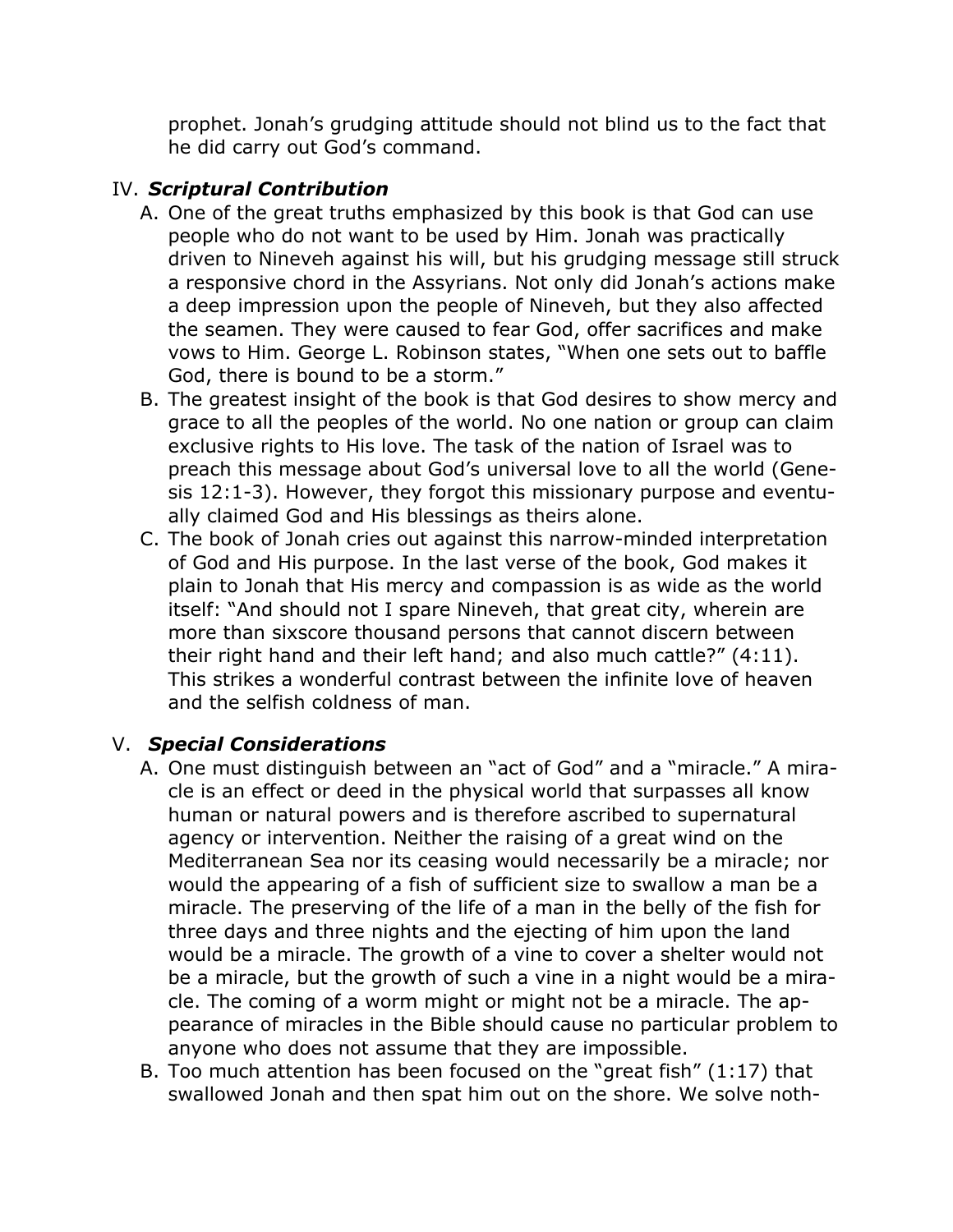prophet. Jonah's grudging attitude should not blind us to the fact that he did carry out God's command.

IV. ***Scriptural Contribution***

A. One of the great truths emphasized by this book is that God can use people who do not want to be used by Him. Jonah was practically driven to Nineveh against his will, but his grudging message still struck a responsive chord in the Assyrians. Not only did Jonah's actions make a deep impression upon the people of Nineveh, but they also affected the seamen. They were caused to fear God, offer sacrifices and make vows to Him. George L. Robinson states, "When one sets out to baffle God, there is bound to be a storm."

B. The greatest insight of the book is that God desires to show mercy and grace to all the peoples of the world. No one nation or group can claim exclusive rights to His love. The task of the nation of Israel was to preach this message about God's universal love to all the world (Genesis 12:1-3). However, they forgot this missionary purpose and eventually claimed God and His blessings as theirs alone.

C. The book of Jonah cries out against this narrow-minded interpretation of God and His purpose. In the last verse of the book, God makes it plain to Jonah that His mercy and compassion is as wide as the world itself: "And should not I spare Nineveh, that great city, wherein are more than sixscore thousand persons that cannot discern between their right hand and their left hand; and also much cattle?" (4:11). This strikes a wonderful contrast between the infinite love of heaven and the selfish coldness of man.

V. ***Special Considerations***

A. One must distinguish between an "act of God" and a "miracle." A miracle is an effect or deed in the physical world that surpasses all know human or natural powers and is therefore ascribed to supernatural agency or intervention. Neither the raising of a great wind on the Mediterranean Sea nor its ceasing would necessarily be a miracle; nor would the appearing of a fish of sufficient size to swallow a man be a miracle. The preserving of the life of a man in the belly of the fish for three days and three nights and the ejecting of him upon the land would be a miracle. The growth of a vine to cover a shelter would not be a miracle, but the growth of such a vine in a night would be a miracle. The coming of a worm might or might not be a miracle. The appearance of miracles in the Bible should cause no particular problem to anyone who does not assume that they are impossible.

B. Too much attention has been focused on the "great fish" (1:17) that swallowed Jonah and then spat him out on the shore. We solve noth-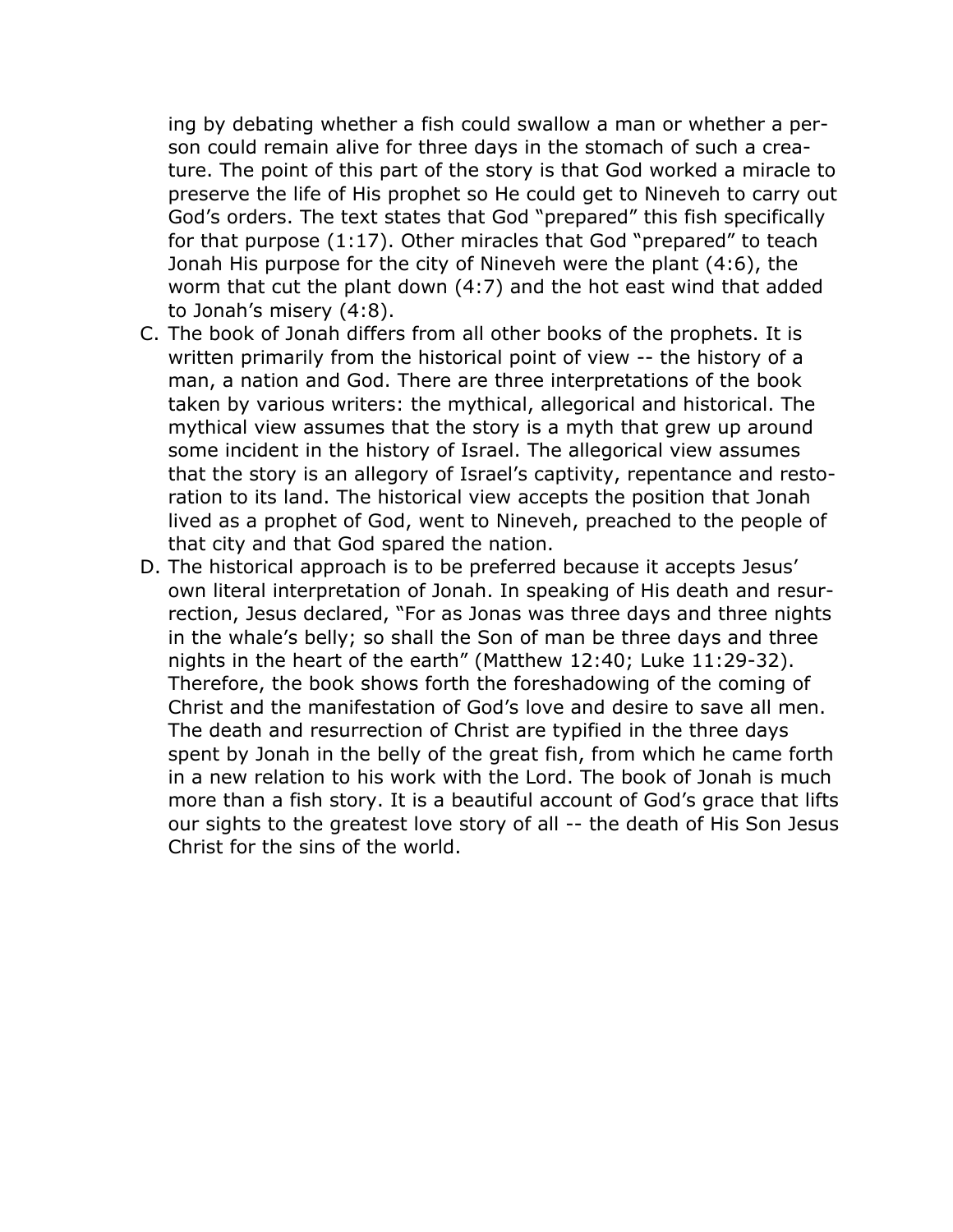ing by debating whether a fish could swallow a man or whether a person could remain alive for three days in the stomach of such a creature. The point of this part of the story is that God worked a miracle to preserve the life of His prophet so He could get to Nineveh to carry out God's orders. The text states that God "prepared" this fish specifically for that purpose (1:17). Other miracles that God "prepared" to teach Jonah His purpose for the city of Nineveh were the plant (4:6), the worm that cut the plant down (4:7) and the hot east wind that added to Jonah's misery (4:8).

C. The book of Jonah differs from all other books of the prophets. It is written primarily from the historical point of view -- the history of a man, a nation and God. There are three interpretations of the book taken by various writers: the mythical, allegorical and historical. The mythical view assumes that the story is a myth that grew up around some incident in the history of Israel. The allegorical view assumes that the story is an allegory of Israel's captivity, repentance and restoration to its land. The historical view accepts the position that Jonah lived as a prophet of God, went to Nineveh, preached to the people of that city and that God spared the nation.

D. The historical approach is to be preferred because it accepts Jesus' own literal interpretation of Jonah. In speaking of His death and resurrection, Jesus declared, "For as Jonas was three days and three nights in the whale's belly; so shall the Son of man be three days and three nights in the heart of the earth" (Matthew 12:40; Luke 11:29-32). Therefore, the book shows forth the foreshadowing of the coming of Christ and the manifestation of God's love and desire to save all men. The death and resurrection of Christ are typified in the three days spent by Jonah in the belly of the great fish, from which he came forth in a new relation to his work with the Lord. The book of Jonah is much more than a fish story. It is a beautiful account of God's grace that lifts our sights to the greatest love story of all -- the death of His Son Jesus Christ for the sins of the world.